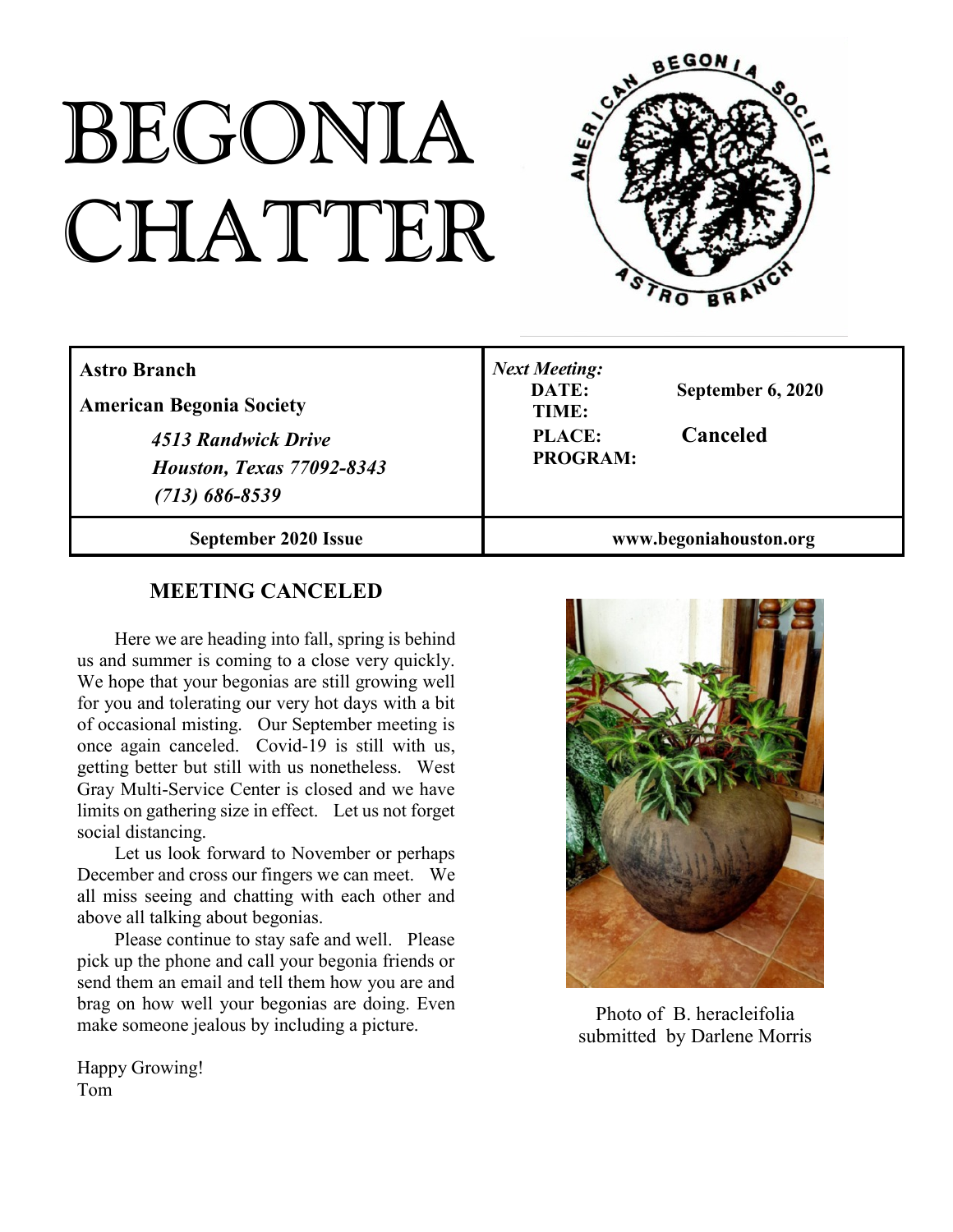# BEGONIA CHATTER

| **Astro Branch**<br>**American Begonia Society**<br>***4513 Randwick Drive***<br>***Houston, Texas 77092-8343***<br>***(713) 686-8539*** | ***Next Meeting:***<br>**DATE:** **September 6, 2020**<br>**TIME:**<br>**PLACE:** **Canceled**<br>**PROGRAM:** |
|---|---|
| **September 2020 Issue** | **www.begoniahouston.org** |

## MEETING CANCELED

Here we are heading into fall, spring is behind us and summer is coming to a close very quickly. We hope that your begonias are still growing well for you and tolerating our very hot days with a bit of occasional misting. Our September meeting is once again canceled. Covid-19 is still with us, getting better but still with us nonetheless. West Gray Multi-Service Center is closed and we have limits on gathering size in effect. Let us not forget social distancing.

Let us look forward to November or perhaps December and cross our fingers we can meet. We all miss seeing and chatting with each other and above all talking about begonias.

Please continue to stay safe and well. Please pick up the phone and call your begonia friends or send them an email and tell them how you are and brag on how well your begonias are doing. Even make someone jealous by including a picture.

Happy Growing!
Tom

Photo of B. heracleifolia submitted by Darlene Morris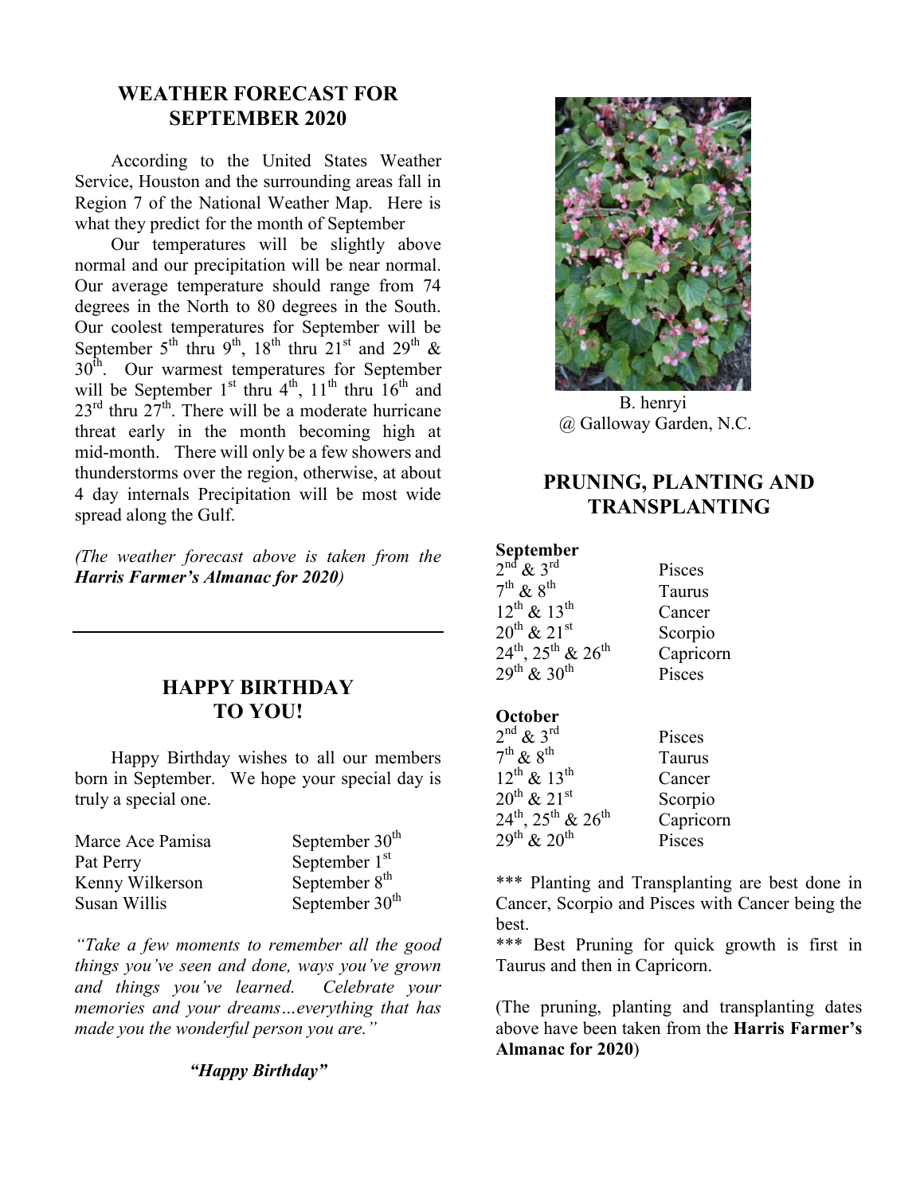## WEATHER FORECAST FOR SEPTEMBER 2020

According to the United States Weather Service, Houston and the surrounding areas fall in Region 7 of the National Weather Map. Here is what they predict for the month of September

Our temperatures will be slightly above normal and our precipitation will be near normal. Our average temperature should range from 74 degrees in the North to 80 degrees in the South. Our coolest temperatures for September will be September 5th thru 9th, 18th thru 21st and 29th & 30th. Our warmest temperatures for September will be September 1st thru 4th, 11th thru 16th and 23rd thru 27th. There will be a moderate hurricane threat early in the month becoming high at mid-month. There will only be a few showers and thunderstorms over the region, otherwise, at about 4 day internals Precipitation will be most wide spread along the Gulf.

*(The weather forecast above is taken from the **Harris Farmer's Almanac for 2020**)*

---

## HAPPY BIRTHDAY TO YOU!

Happy Birthday wishes to all our members born in September. We hope your special day is truly a special one.

| | |
|---|---|
| Marce Ace Pamisa | September 30th |
| Pat Perry | September 1st |
| Kenny Wilkerson | September 8th |
| Susan Willis | September 30th |

*"Take a few moments to remember all the good things you've seen and done, ways you've grown and things you've learned. Celebrate your memories and your dreams…everything that has made you the wonderful person you are."*

***"Happy Birthday"***

B. henryi
@ Galloway Garden, N.C.

## PRUNING, PLANTING AND TRANSPLANTING

**September**

| | |
|---|---|
| 2nd & 3rd | Pisces |
| 7th & 8th | Taurus |
| 12th & 13th | Cancer |
| 20th & 21st | Scorpio |
| 24th, 25th & 26th | Capricorn |
| 29th & 30th | Pisces |

**October**

| | |
|---|---|
| 2nd & 3rd | Pisces |
| 7th & 8th | Taurus |
| 12th & 13th | Cancer |
| 20th & 21st | Scorpio |
| 24th, 25th & 26th | Capricorn |
| 29th & 20th | Pisces |

*** Planting and Transplanting are best done in Cancer, Scorpio and Pisces with Cancer being the best.

*** Best Pruning for quick growth is first in Taurus and then in Capricorn.

(The pruning, planting and transplanting dates above have been taken from the **Harris Farmer's Almanac for 2020**)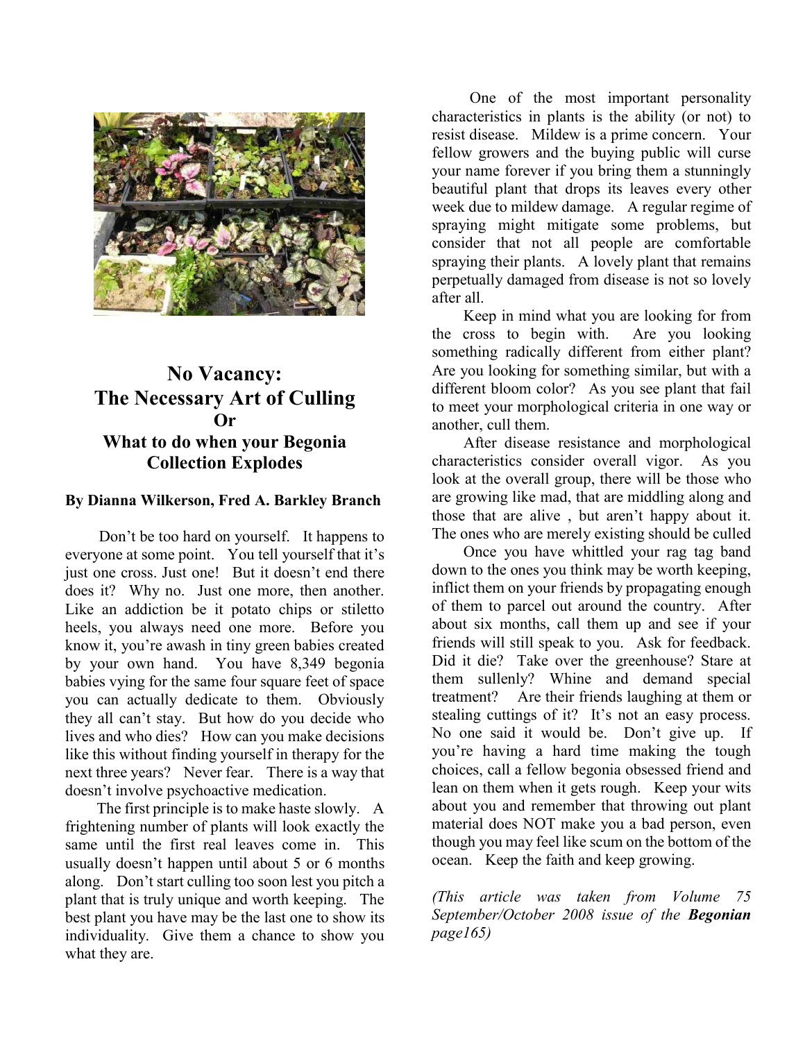# No Vacancy: The Necessary Art of Culling
## Or
## What to do when your Begonia Collection Explodes

**By Dianna Wilkerson, Fred A. Barkley Branch**

Don't be too hard on yourself. It happens to everyone at some point. You tell yourself that it's just one cross. Just one! But it doesn't end there does it? Why no. Just one more, then another. Like an addiction be it potato chips or stiletto heels, you always need one more. Before you know it, you're awash in tiny green babies created by your own hand. You have 8,349 begonia babies vying for the same four square feet of space you can actually dedicate to them. Obviously they all can't stay. But how do you decide who lives and who dies? How can you make decisions like this without finding yourself in therapy for the next three years? Never fear. There is a way that doesn't involve psychoactive medication.

The first principle is to make haste slowly. A frightening number of plants will look exactly the same until the first real leaves come in. This usually doesn't happen until about 5 or 6 months along. Don't start culling too soon lest you pitch a plant that is truly unique and worth keeping. The best plant you have may be the last one to show its individuality. Give them a chance to show you what they are.

One of the most important personality characteristics in plants is the ability (or not) to resist disease. Mildew is a prime concern. Your fellow growers and the buying public will curse your name forever if you bring them a stunningly beautiful plant that drops its leaves every other week due to mildew damage. A regular regime of spraying might mitigate some problems, but consider that not all people are comfortable spraying their plants. A lovely plant that remains perpetually damaged from disease is not so lovely after all.

Keep in mind what you are looking for from the cross to begin with. Are you looking something radically different from either plant? Are you looking for something similar, but with a different bloom color? As you see plant that fail to meet your morphological criteria in one way or another, cull them.

After disease resistance and morphological characteristics consider overall vigor. As you look at the overall group, there will be those who are growing like mad, that are middling along and those that are alive , but aren't happy about it. The ones who are merely existing should be culled

Once you have whittled your rag tag band down to the ones you think may be worth keeping, inflict them on your friends by propagating enough of them to parcel out around the country. After about six months, call them up and see if your friends will still speak to you. Ask for feedback. Did it die? Take over the greenhouse? Stare at them sullenly? Whine and demand special treatment? Are their friends laughing at them or stealing cuttings of it? It's not an easy process. No one said it would be. Don't give up. If you're having a hard time making the tough choices, call a fellow begonia obsessed friend and lean on them when it gets rough. Keep your wits about you and remember that throwing out plant material does NOT make you a bad person, even though you may feel like scum on the bottom of the ocean. Keep the faith and keep growing.

*(This article was taken from Volume 75 September/October 2008 issue of the* ***Begonian*** *page165)*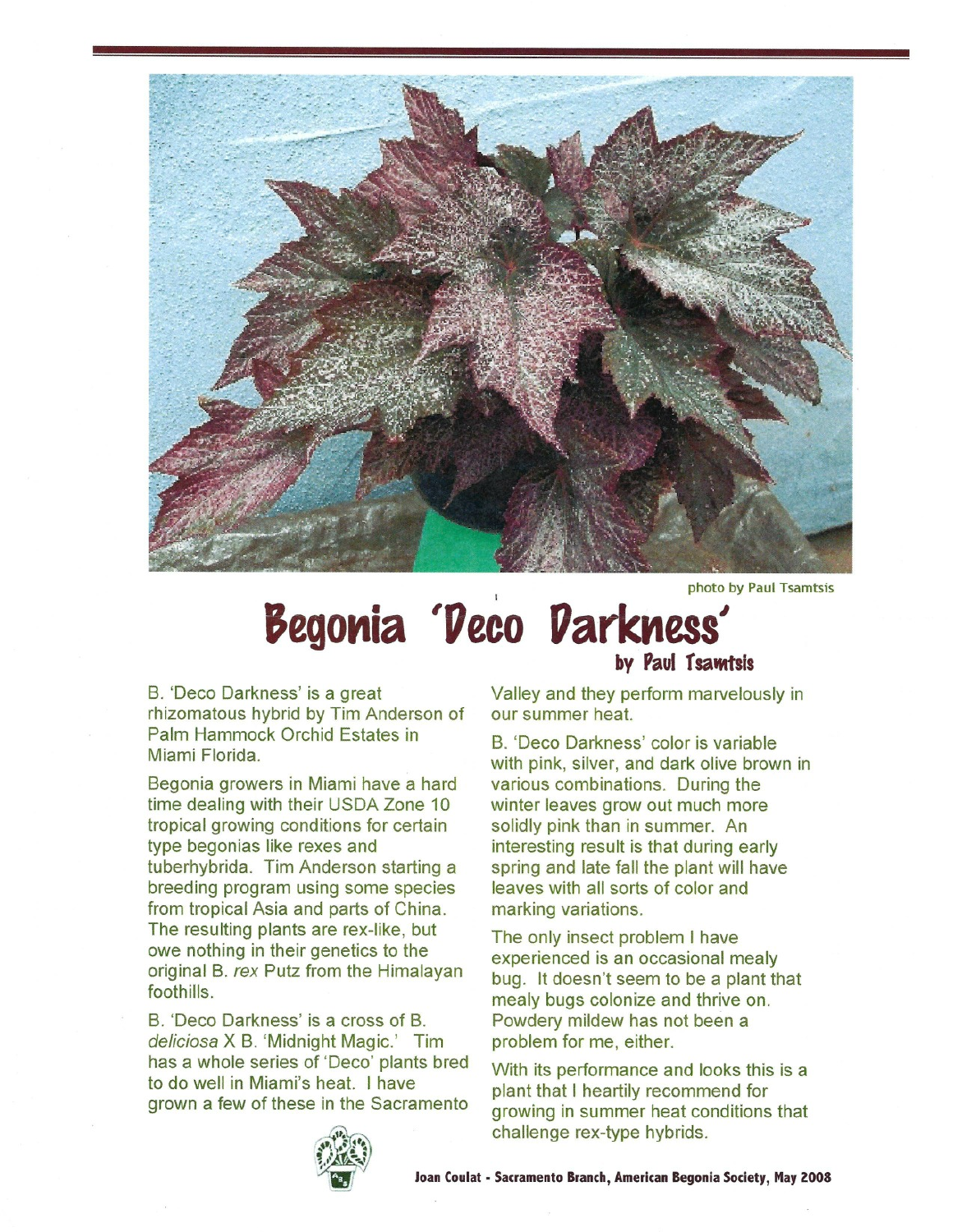photo by Paul Tsamtsis

# Begonia 'Deco Darkness'

**by Paul Tsamtsis**

B. 'Deco Darkness' is a great rhizomatous hybrid by Tim Anderson of Palm Hammock Orchid Estates in Miami Florida.

Begonia growers in Miami have a hard time dealing with their USDA Zone 10 tropical growing conditions for certain type begonias like rexes and tuberhybrida. Tim Anderson starting a breeding program using some species from tropical Asia and parts of China. The resulting plants are rex-like, but owe nothing in their genetics to the original B. *rex* Putz from the Himalayan foothills.

B. 'Deco Darkness' is a cross of B. *deliciosa* X B. 'Midnight Magic.' Tim has a whole series of 'Deco' plants bred to do well in Miami's heat. I have grown a few of these in the Sacramento Valley and they perform marvelously in our summer heat.

B. 'Deco Darkness' color is variable with pink, silver, and dark olive brown in various combinations. During the winter leaves grow out much more solidly pink than in summer. An interesting result is that during early spring and late fall the plant will have leaves with all sorts of color and marking variations.

The only insect problem I have experienced is an occasional mealy bug. It doesn't seem to be a plant that mealy bugs colonize and thrive on. Powdery mildew has not been a problem for me, either.

With its performance and looks this is a plant that I heartily recommend for growing in summer heat conditions that challenge rex-type hybrids.

**Joan Coulat - Sacramento Branch, American Begonia Society, May 2008**